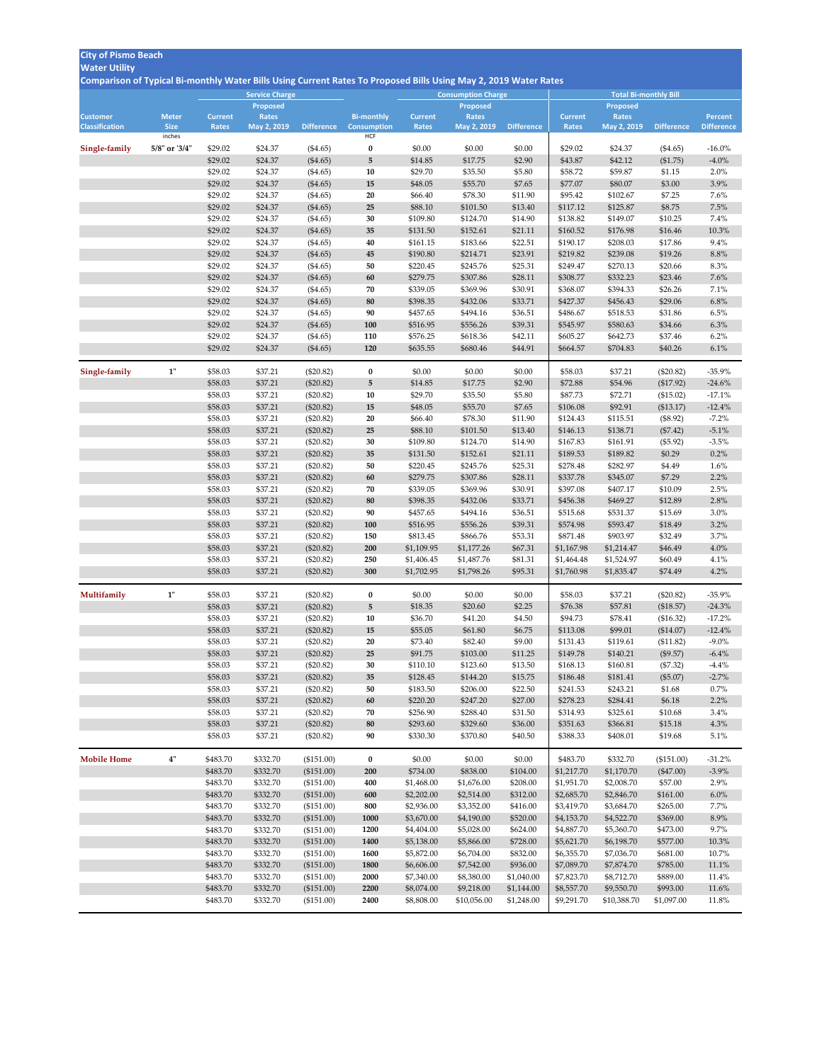**City of Pismo Beach**
**Water Utility**
**Comparison of Typical Bi-monthly Water Bills Using Current Rates To Proposed Bills Using May 2, 2019 Water Rates**

| | | Service Charge | | | | Consumption Charge | | | Total Bi-monthly Bill | | | |
|---|---|---|---|---|---|---|---|---|---|---|---|---|
| Customer Classification | Meter Size (inches) | Current Rates | Proposed Rates May 2, 2019 | Difference | Bi-monthly Consumption (HCF) | Current Rates | Proposed Rates May 2, 2019 | Difference | Current Rates | Proposed Rates May 2, 2019 | Difference | Percent Difference |
| **Single-family** | 5/8" or '3/4" | $29.02 | $24.37 | ($4.65) | 0 | $0.00 | $0.00 | $0.00 | $29.02 | $24.37 | ($4.65) | -16.0% |
| | | $29.02 | $24.37 | ($4.65) | 5 | $14.85 | $17.75 | $2.90 | $43.87 | $42.12 | ($1.75) | -4.0% |
| | | $29.02 | $24.37 | ($4.65) | 10 | $29.70 | $35.50 | $5.80 | $58.72 | $59.87 | $1.15 | 2.0% |
| | | $29.02 | $24.37 | ($4.65) | 15 | $48.05 | $55.70 | $7.65 | $77.07 | $80.07 | $3.00 | 3.9% |
| | | $29.02 | $24.37 | ($4.65) | 20 | $66.40 | $78.30 | $11.90 | $95.42 | $102.67 | $7.25 | 7.6% |
| | | $29.02 | $24.37 | ($4.65) | 25 | $88.10 | $101.50 | $13.40 | $117.12 | $125.87 | $8.75 | 7.5% |
| | | $29.02 | $24.37 | ($4.65) | 30 | $109.80 | $124.70 | $14.90 | $138.82 | $149.07 | $10.25 | 7.4% |
| | | $29.02 | $24.37 | ($4.65) | 35 | $131.50 | $152.61 | $21.11 | $160.52 | $176.98 | $16.46 | 10.3% |
| | | $29.02 | $24.37 | ($4.65) | 40 | $161.15 | $183.66 | $22.51 | $190.17 | $208.03 | $17.86 | 9.4% |
| | | $29.02 | $24.37 | ($4.65) | 45 | $190.80 | $214.71 | $23.91 | $219.82 | $239.08 | $19.26 | 8.8% |
| | | $29.02 | $24.37 | ($4.65) | 50 | $220.45 | $245.76 | $25.31 | $249.47 | $270.13 | $20.66 | 8.3% |
| | | $29.02 | $24.37 | ($4.65) | 60 | $279.75 | $307.86 | $28.11 | $308.77 | $332.23 | $23.46 | 7.6% |
| | | $29.02 | $24.37 | ($4.65) | 70 | $339.05 | $369.96 | $30.91 | $368.07 | $394.33 | $26.26 | 7.1% |
| | | $29.02 | $24.37 | ($4.65) | 80 | $398.35 | $432.06 | $33.71 | $427.37 | $456.43 | $29.06 | 6.8% |
| | | $29.02 | $24.37 | ($4.65) | 90 | $457.65 | $494.16 | $36.51 | $486.67 | $518.53 | $31.86 | 6.5% |
| | | $29.02 | $24.37 | ($4.65) | 100 | $516.95 | $556.26 | $39.31 | $545.97 | $580.63 | $34.66 | 6.3% |
| | | $29.02 | $24.37 | ($4.65) | 110 | $576.25 | $618.36 | $42.11 | $605.27 | $642.73 | $37.46 | 6.2% |
| | | $29.02 | $24.37 | ($4.65) | 120 | $635.55 | $680.46 | $44.91 | $664.57 | $704.83 | $40.26 | 6.1% |
| **Single-family** | 1" | $58.03 | $37.21 | ($20.82) | 0 | $0.00 | $0.00 | $0.00 | $58.03 | $37.21 | ($20.82) | -35.9% |
| | | $58.03 | $37.21 | ($20.82) | 5 | $14.85 | $17.75 | $2.90 | $72.88 | $54.96 | ($17.92) | -24.6% |
| | | $58.03 | $37.21 | ($20.82) | 10 | $29.70 | $35.50 | $5.80 | $87.73 | $72.71 | ($15.02) | -17.1% |
| | | $58.03 | $37.21 | ($20.82) | 15 | $48.05 | $55.70 | $7.65 | $106.08 | $92.91 | ($13.17) | -12.4% |
| | | $58.03 | $37.21 | ($20.82) | 20 | $66.40 | $78.30 | $11.90 | $124.43 | $115.51 | ($8.92) | -7.2% |
| | | $58.03 | $37.21 | ($20.82) | 25 | $88.10 | $101.50 | $13.40 | $146.13 | $138.71 | ($7.42) | -5.1% |
| | | $58.03 | $37.21 | ($20.82) | 30 | $109.80 | $124.70 | $14.90 | $167.83 | $161.91 | ($5.92) | -3.5% |
| | | $58.03 | $37.21 | ($20.82) | 35 | $131.50 | $152.61 | $21.11 | $189.53 | $189.82 | $0.29 | 0.2% |
| | | $58.03 | $37.21 | ($20.82) | 50 | $220.45 | $245.76 | $25.31 | $278.48 | $282.97 | $4.49 | 1.6% |
| | | $58.03 | $37.21 | ($20.82) | 60 | $279.75 | $307.86 | $28.11 | $337.78 | $345.07 | $7.29 | 2.2% |
| | | $58.03 | $37.21 | ($20.82) | 70 | $339.05 | $369.96 | $30.91 | $397.08 | $407.17 | $10.09 | 2.5% |
| | | $58.03 | $37.21 | ($20.82) | 80 | $398.35 | $432.06 | $33.71 | $456.38 | $469.27 | $12.89 | 2.8% |
| | | $58.03 | $37.21 | ($20.82) | 90 | $457.65 | $494.16 | $36.51 | $515.68 | $531.37 | $15.69 | 3.0% |
| | | $58.03 | $37.21 | ($20.82) | 100 | $516.95 | $556.26 | $39.31 | $574.98 | $593.47 | $18.49 | 3.2% |
| | | $58.03 | $37.21 | ($20.82) | 150 | $813.45 | $866.76 | $53.31 | $871.48 | $903.97 | $32.49 | 3.7% |
| | | $58.03 | $37.21 | ($20.82) | 200 | $1,109.95 | $1,177.26 | $67.31 | $1,167.98 | $1,214.47 | $46.49 | 4.0% |
| | | $58.03 | $37.21 | ($20.82) | 250 | $1,406.45 | $1,487.76 | $81.31 | $1,464.48 | $1,524.97 | $60.49 | 4.1% |
| | | $58.03 | $37.21 | ($20.82) | 300 | $1,702.95 | $1,798.26 | $95.31 | $1,760.98 | $1,835.47 | $74.49 | 4.2% |
| **Multifamily** | 1" | $58.03 | $37.21 | ($20.82) | 0 | $0.00 | $0.00 | $0.00 | $58.03 | $37.21 | ($20.82) | -35.9% |
| | | $58.03 | $37.21 | ($20.82) | 5 | $18.35 | $20.60 | $2.25 | $76.38 | $57.81 | ($18.57) | -24.3% |
| | | $58.03 | $37.21 | ($20.82) | 10 | $36.70 | $41.20 | $4.50 | $94.73 | $78.41 | ($16.32) | -17.2% |
| | | $58.03 | $37.21 | ($20.82) | 15 | $55.05 | $61.80 | $6.75 | $113.08 | $99.01 | ($14.07) | -12.4% |
| | | $58.03 | $37.21 | ($20.82) | 20 | $73.40 | $82.40 | $9.00 | $131.43 | $119.61 | ($11.82) | -9.0% |
| | | $58.03 | $37.21 | ($20.82) | 25 | $91.75 | $103.00 | $11.25 | $149.78 | $140.21 | ($9.57) | -6.4% |
| | | $58.03 | $37.21 | ($20.82) | 30 | $110.10 | $123.60 | $13.50 | $168.13 | $160.81 | ($7.32) | -4.4% |
| | | $58.03 | $37.21 | ($20.82) | 35 | $128.45 | $144.20 | $15.75 | $186.48 | $181.41 | ($5.07) | -2.7% |
| | | $58.03 | $37.21 | ($20.82) | 50 | $183.50 | $206.00 | $22.50 | $241.53 | $243.21 | $1.68 | 0.7% |
| | | $58.03 | $37.21 | ($20.82) | 60 | $220.20 | $247.20 | $27.00 | $278.23 | $284.41 | $6.18 | 2.2% |
| | | $58.03 | $37.21 | ($20.82) | 70 | $256.90 | $288.40 | $31.50 | $314.93 | $325.61 | $10.68 | 3.4% |
| | | $58.03 | $37.21 | ($20.82) | 80 | $293.60 | $329.60 | $36.00 | $351.63 | $366.81 | $15.18 | 4.3% |
| | | $58.03 | $37.21 | ($20.82) | 90 | $330.30 | $370.80 | $40.50 | $388.33 | $408.01 | $19.68 | 5.1% |
| **Mobile Home** | 4" | $483.70 | $332.70 | ($151.00) | 0 | $0.00 | $0.00 | $0.00 | $483.70 | $332.70 | ($151.00) | -31.2% |
| | | $483.70 | $332.70 | ($151.00) | 200 | $734.00 | $838.00 | $104.00 | $1,217.70 | $1,170.70 | ($47.00) | -3.9% |
| | | $483.70 | $332.70 | ($151.00) | 400 | $1,468.00 | $1,676.00 | $208.00 | $1,951.70 | $2,008.70 | $57.00 | 2.9% |
| | | $483.70 | $332.70 | ($151.00) | 600 | $2,202.00 | $2,514.00 | $312.00 | $2,685.70 | $2,846.70 | $161.00 | 6.0% |
| | | $483.70 | $332.70 | ($151.00) | 800 | $2,936.00 | $3,352.00 | $416.00 | $3,419.70 | $3,684.70 | $265.00 | 7.7% |
| | | $483.70 | $332.70 | ($151.00) | 1000 | $3,670.00 | $4,190.00 | $520.00 | $4,153.70 | $4,522.70 | $369.00 | 8.9% |
| | | $483.70 | $332.70 | ($151.00) | 1200 | $4,404.00 | $5,028.00 | $624.00 | $4,887.70 | $5,360.70 | $473.00 | 9.7% |
| | | $483.70 | $332.70 | ($151.00) | 1400 | $5,138.00 | $5,866.00 | $728.00 | $5,621.70 | $6,198.70 | $577.00 | 10.3% |
| | | $483.70 | $332.70 | ($151.00) | 1600 | $5,872.00 | $6,704.00 | $832.00 | $6,355.70 | $7,036.70 | $681.00 | 10.7% |
| | | $483.70 | $332.70 | ($151.00) | 1800 | $6,606.00 | $7,542.00 | $936.00 | $7,089.70 | $7,874.70 | $785.00 | 11.1% |
| | | $483.70 | $332.70 | ($151.00) | 2000 | $7,340.00 | $8,380.00 | $1,040.00 | $7,823.70 | $8,712.70 | $889.00 | 11.4% |
| | | $483.70 | $332.70 | ($151.00) | 2200 | $8,074.00 | $9,218.00 | $1,144.00 | $8,557.70 | $9,550.70 | $993.00 | 11.6% |
| | | $483.70 | $332.70 | ($151.00) | 2400 | $8,808.00 | $10,056.00 | $1,248.00 | $9,291.70 | $10,388.70 | $1,097.00 | 11.8% |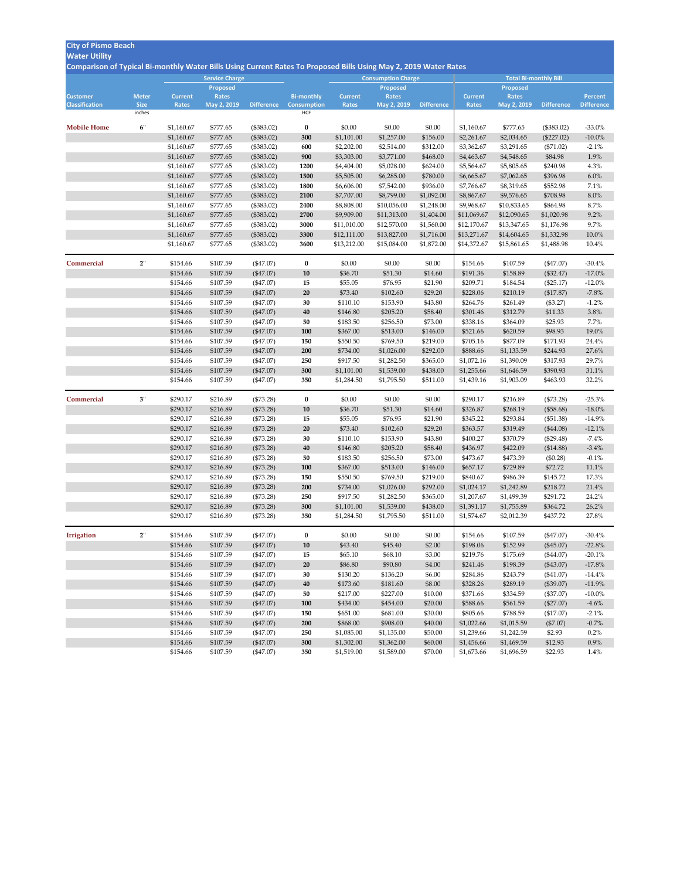**City of Pismo Beach**
**Water Utility**
**Comparison of Typical Bi-monthly Water Bills Using Current Rates To Proposed Bills Using May 2, 2019 Water Rates**

| | | Service Charge | | | | Consumption Charge | | | Total Bi-monthly Bill | | | |
|---|---|---|---|---|---|---|---|---|---|---|---|---|
| Customer Classification | Meter Size (inches) | Current Rates | Proposed Rates May 2, 2019 | Difference | Bi-monthly Consumption (HCF) | Current Rates | Proposed Rates May 2, 2019 | Difference | Current Rates | Proposed Rates May 2, 2019 | Difference | Percent Difference |
| **Mobile Home** | 6" | $1,160.67 | $777.65 | ($383.02) | 0 | $0.00 | $0.00 | $0.00 | $1,160.67 | $777.65 | ($383.02) | -33.0% |
| | | $1,160.67 | $777.65 | ($383.02) | 300 | $1,101.00 | $1,257.00 | $156.00 | $2,261.67 | $2,034.65 | ($227.02) | -10.0% |
| | | $1,160.67 | $777.65 | ($383.02) | 600 | $2,202.00 | $2,514.00 | $312.00 | $3,362.67 | $3,291.65 | ($71.02) | -2.1% |
| | | $1,160.67 | $777.65 | ($383.02) | 900 | $3,303.00 | $3,771.00 | $468.00 | $4,463.67 | $4,548.65 | $84.98 | 1.9% |
| | | $1,160.67 | $777.65 | ($383.02) | 1200 | $4,404.00 | $5,028.00 | $624.00 | $5,564.67 | $5,805.65 | $240.98 | 4.3% |
| | | $1,160.67 | $777.65 | ($383.02) | 1500 | $5,505.00 | $6,285.00 | $780.00 | $6,665.67 | $7,062.65 | $396.98 | 6.0% |
| | | $1,160.67 | $777.65 | ($383.02) | 1800 | $6,606.00 | $7,542.00 | $936.00 | $7,766.67 | $8,319.65 | $552.98 | 7.1% |
| | | $1,160.67 | $777.65 | ($383.02) | 2100 | $7,707.00 | $8,799.00 | $1,092.00 | $8,867.67 | $9,576.65 | $708.98 | 8.0% |
| | | $1,160.67 | $777.65 | ($383.02) | 2400 | $8,808.00 | $10,056.00 | $1,248.00 | $9,968.67 | $10,833.65 | $864.98 | 8.7% |
| | | $1,160.67 | $777.65 | ($383.02) | 2700 | $9,909.00 | $11,313.00 | $1,404.00 | $11,069.67 | $12,090.65 | $1,020.98 | 9.2% |
| | | $1,160.67 | $777.65 | ($383.02) | 3000 | $11,010.00 | $12,570.00 | $1,560.00 | $12,170.67 | $13,347.65 | $1,176.98 | 9.7% |
| | | $1,160.67 | $777.65 | ($383.02) | 3300 | $12,111.00 | $13,827.00 | $1,716.00 | $13,271.67 | $14,604.65 | $1,332.98 | 10.0% |
| | | $1,160.67 | $777.65 | ($383.02) | 3600 | $13,212.00 | $15,084.00 | $1,872.00 | $14,372.67 | $15,861.65 | $1,488.98 | 10.4% |
| **Commercial** | 2" | $154.66 | $107.59 | ($47.07) | 0 | $0.00 | $0.00 | $0.00 | $154.66 | $107.59 | ($47.07) | -30.4% |
| | | $154.66 | $107.59 | ($47.07) | 10 | $36.70 | $51.30 | $14.60 | $191.36 | $158.89 | ($32.47) | -17.0% |
| | | $154.66 | $107.59 | ($47.07) | 15 | $55.05 | $76.95 | $21.90 | $209.71 | $184.54 | ($25.17) | -12.0% |
| | | $154.66 | $107.59 | ($47.07) | 20 | $73.40 | $102.60 | $29.20 | $228.06 | $210.19 | ($17.87) | -7.8% |
| | | $154.66 | $107.59 | ($47.07) | 30 | $110.10 | $153.90 | $43.80 | $264.76 | $261.49 | ($3.27) | -1.2% |
| | | $154.66 | $107.59 | ($47.07) | 40 | $146.80 | $205.20 | $58.40 | $301.46 | $312.79 | $11.33 | 3.8% |
| | | $154.66 | $107.59 | ($47.07) | 50 | $183.50 | $256.50 | $73.00 | $338.16 | $364.09 | $25.93 | 7.7% |
| | | $154.66 | $107.59 | ($47.07) | 100 | $367.00 | $513.00 | $146.00 | $521.66 | $620.59 | $98.93 | 19.0% |
| | | $154.66 | $107.59 | ($47.07) | 150 | $550.50 | $769.50 | $219.00 | $705.16 | $877.09 | $171.93 | 24.4% |
| | | $154.66 | $107.59 | ($47.07) | 200 | $734.00 | $1,026.00 | $292.00 | $888.66 | $1,133.59 | $244.93 | 27.6% |
| | | $154.66 | $107.59 | ($47.07) | 250 | $917.50 | $1,282.50 | $365.00 | $1,072.16 | $1,390.09 | $317.93 | 29.7% |
| | | $154.66 | $107.59 | ($47.07) | 300 | $1,101.00 | $1,539.00 | $438.00 | $1,255.66 | $1,646.59 | $390.93 | 31.1% |
| | | $154.66 | $107.59 | ($47.07) | 350 | $1,284.50 | $1,795.50 | $511.00 | $1,439.16 | $1,903.09 | $463.93 | 32.2% |
| **Commercial** | 3" | $290.17 | $216.89 | ($73.28) | 0 | $0.00 | $0.00 | $0.00 | $290.17 | $216.89 | ($73.28) | -25.3% |
| | | $290.17 | $216.89 | ($73.28) | 10 | $36.70 | $51.30 | $14.60 | $326.87 | $268.19 | ($58.68) | -18.0% |
| | | $290.17 | $216.89 | ($73.28) | 15 | $55.05 | $76.95 | $21.90 | $345.22 | $293.84 | ($51.38) | -14.9% |
| | | $290.17 | $216.89 | ($73.28) | 20 | $73.40 | $102.60 | $29.20 | $363.57 | $319.49 | ($44.08) | -12.1% |
| | | $290.17 | $216.89 | ($73.28) | 30 | $110.10 | $153.90 | $43.80 | $400.27 | $370.79 | ($29.48) | -7.4% |
| | | $290.17 | $216.89 | ($73.28) | 40 | $146.80 | $205.20 | $58.40 | $436.97 | $422.09 | ($14.88) | -3.4% |
| | | $290.17 | $216.89 | ($73.28) | 50 | $183.50 | $256.50 | $73.00 | $473.67 | $473.39 | ($0.28) | -0.1% |
| | | $290.17 | $216.89 | ($73.28) | 100 | $367.00 | $513.00 | $146.00 | $657.17 | $729.89 | $72.72 | 11.1% |
| | | $290.17 | $216.89 | ($73.28) | 150 | $550.50 | $769.50 | $219.00 | $840.67 | $986.39 | $145.72 | 17.3% |
| | | $290.17 | $216.89 | ($73.28) | 200 | $734.00 | $1,026.00 | $292.00 | $1,024.17 | $1,242.89 | $218.72 | 21.4% |
| | | $290.17 | $216.89 | ($73.28) | 250 | $917.50 | $1,282.50 | $365.00 | $1,207.67 | $1,499.39 | $291.72 | 24.2% |
| | | $290.17 | $216.89 | ($73.28) | 300 | $1,101.00 | $1,539.00 | $438.00 | $1,391.17 | $1,755.89 | $364.72 | 26.2% |
| | | $290.17 | $216.89 | ($73.28) | 350 | $1,284.50 | $1,795.50 | $511.00 | $1,574.67 | $2,012.39 | $437.72 | 27.8% |
| **Irrigation** | 2" | $154.66 | $107.59 | ($47.07) | 0 | $0.00 | $0.00 | $0.00 | $154.66 | $107.59 | ($47.07) | -30.4% |
| | | $154.66 | $107.59 | ($47.07) | 10 | $43.40 | $45.40 | $2.00 | $198.06 | $152.99 | ($45.07) | -22.8% |
| | | $154.66 | $107.59 | ($47.07) | 15 | $65.10 | $68.10 | $3.00 | $219.76 | $175.69 | ($44.07) | -20.1% |
| | | $154.66 | $107.59 | ($47.07) | 20 | $86.80 | $90.80 | $4.00 | $241.46 | $198.39 | ($43.07) | -17.8% |
| | | $154.66 | $107.59 | ($47.07) | 30 | $130.20 | $136.20 | $6.00 | $284.86 | $243.79 | ($41.07) | -14.4% |
| | | $154.66 | $107.59 | ($47.07) | 40 | $173.60 | $181.60 | $8.00 | $328.26 | $289.19 | ($39.07) | -11.9% |
| | | $154.66 | $107.59 | ($47.07) | 50 | $217.00 | $227.00 | $10.00 | $371.66 | $334.59 | ($37.07) | -10.0% |
| | | $154.66 | $107.59 | ($47.07) | 100 | $434.00 | $454.00 | $20.00 | $588.66 | $561.59 | ($27.07) | -4.6% |
| | | $154.66 | $107.59 | ($47.07) | 150 | $651.00 | $681.00 | $30.00 | $805.66 | $788.59 | ($17.07) | -2.1% |
| | | $154.66 | $107.59 | ($47.07) | 200 | $868.00 | $908.00 | $40.00 | $1,022.66 | $1,015.59 | ($7.07) | -0.7% |
| | | $154.66 | $107.59 | ($47.07) | 250 | $1,085.00 | $1,135.00 | $50.00 | $1,239.66 | $1,242.59 | $2.93 | 0.2% |
| | | $154.66 | $107.59 | ($47.07) | 300 | $1,302.00 | $1,362.00 | $60.00 | $1,456.66 | $1,469.59 | $12.93 | 0.9% |
| | | $154.66 | $107.59 | ($47.07) | 350 | $1,519.00 | $1,589.00 | $70.00 | $1,673.66 | $1,696.59 | $22.93 | 1.4% |